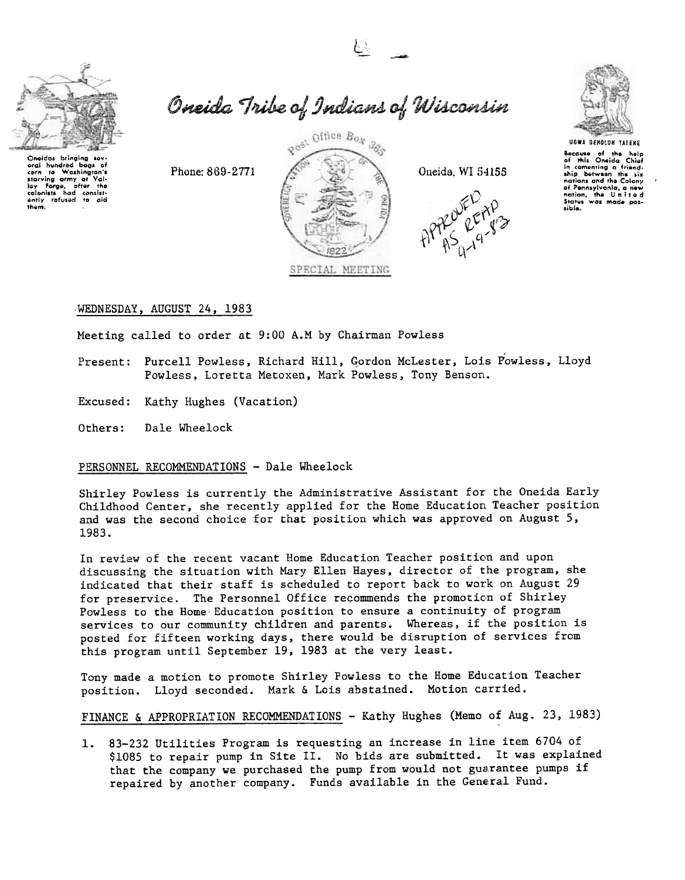# Oneida Tribe of Indians of Wisconsin

Oneidas bringing several hundred bags of corn to Washington's starving army at Valley Forge, after the colonists had consistently refused to aid them.

Phone: 869-2771

Post Office Box 365

Oneida, WI 54155

UGWA DEHOLUH YATEHE

Because of the help of this Oneida Chief in cementing a friendship between the six nations and the Colony of Pennsylvania, a new nation, the United States was made possible.

APPROVED AS READ 9-19-83

SPECIAL MEETING

WEDNESDAY, AUGUST 24, 1983

Meeting called to order at 9:00 A.M by Chairman Powless

Present: Purcell Powless, Richard Hill, Gordon McLester, Lois Powless, Lloyd Powless, Loretta Metoxen, Mark Powless, Tony Benson.

Excused: Kathy Hughes (Vacation)

Others: Dale Wheelock

PERSONNEL RECOMMENDATIONS - Dale Wheelock

Shirley Powless is currently the Administrative Assistant for the Oneida Early Childhood Center, she recently applied for the Home Education Teacher position and was the second choice for that position which was approved on August 5, 1983.

In review of the recent vacant Home Education Teacher position and upon discussing the situation with Mary Ellen Hayes, director of the program, she indicated that their staff is scheduled to report back to work on August 29 for preservice. The Personnel Office recommends the promotion of Shirley Powless to the Home Education position to ensure a continuity of program services to our community children and parents. Whereas, if the position is posted for fifteen working days, there would be disruption of services from this program until September 19, 1983 at the very least.

Tony made a motion to promote Shirley Powless to the Home Education Teacher position. Lloyd seconded. Mark & Lois abstained. Motion carried.

FINANCE & APPROPRIATION RECOMMENDATIONS - Kathy Hughes (Memo of Aug. 23, 1983)

1. 83-232 Utilities Program is requesting an increase in line item 6704 of $1085 to repair pump in Site II. No bids are submitted. It was explained that the company we purchased the pump from would not guarantee pumps if repaired by another company. Funds available in the General Fund.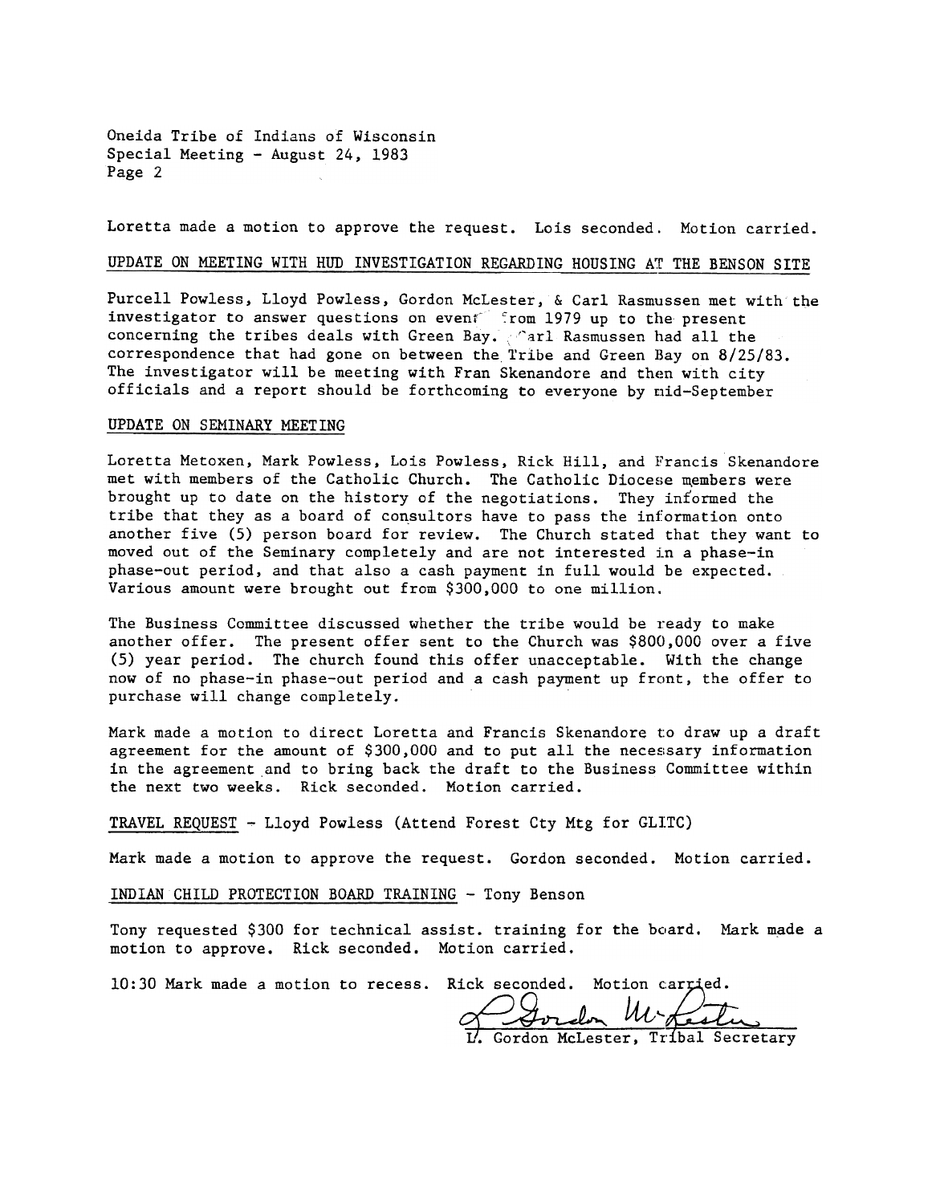Oneida Tribe of Indians of Wisconsin
Special Meeting - August 24, 1983

Loretta made a motion to approve the request. Lois seconded. Motion carried.

UPDATE ON MEETING WITH HUD INVESTIGATION REGARDING HOUSING AT THE BENSON SITE

Purcell Powless, Lloyd Powless, Gordon McLester, & Carl Rasmussen met with the investigator to answer questions on event from 1979 up to the present concerning the tribes deals with Green Bay. Carl Rasmussen had all the correspondence that had gone on between the Tribe and Green Bay on 8/25/83. The investigator will be meeting with Fran Skenandore and then with city officials and a report should be forthcoming to everyone by mid-September

UPDATE ON SEMINARY MEETING

Loretta Metoxen, Mark Powless, Lois Powless, Rick Hill, and Francis Skenandore met with members of the Catholic Church. The Catholic Diocese members were brought up to date on the history of the negotiations. They informed the tribe that they as a board of consultors have to pass the information onto another five (5) person board for review. The Church stated that they want to moved out of the Seminary completely and are not interested in a phase-in phase-out period, and that also a cash payment in full would be expected. Various amount were brought out from $300,000 to one million.

The Business Committee discussed whether the tribe would be ready to make another offer. The present offer sent to the Church was $800,000 over a five (5) year period. The church found this offer unacceptable. With the change now of no phase-in phase-out period and a cash payment up front, the offer to purchase will change completely.

Mark made a motion to direct Loretta and Francis Skenandore to draw up a draft agreement for the amount of $300,000 and to put all the necessary information in the agreement and to bring back the draft to the Business Committee within the next two weeks. Rick seconded. Motion carried.

TRAVEL REQUEST - Lloyd Powless (Attend Forest Cty Mtg for GLITC)

Mark made a motion to approve the request. Gordon seconded. Motion carried.

INDIAN CHILD PROTECTION BOARD TRAINING - Tony Benson

Tony requested $300 for technical assist. training for the board. Mark made a motion to approve. Rick seconded. Motion carried.

10:30 Mark made a motion to recess. Rick seconded. Motion carried.

L. Gordon McLester, Tribal Secretary